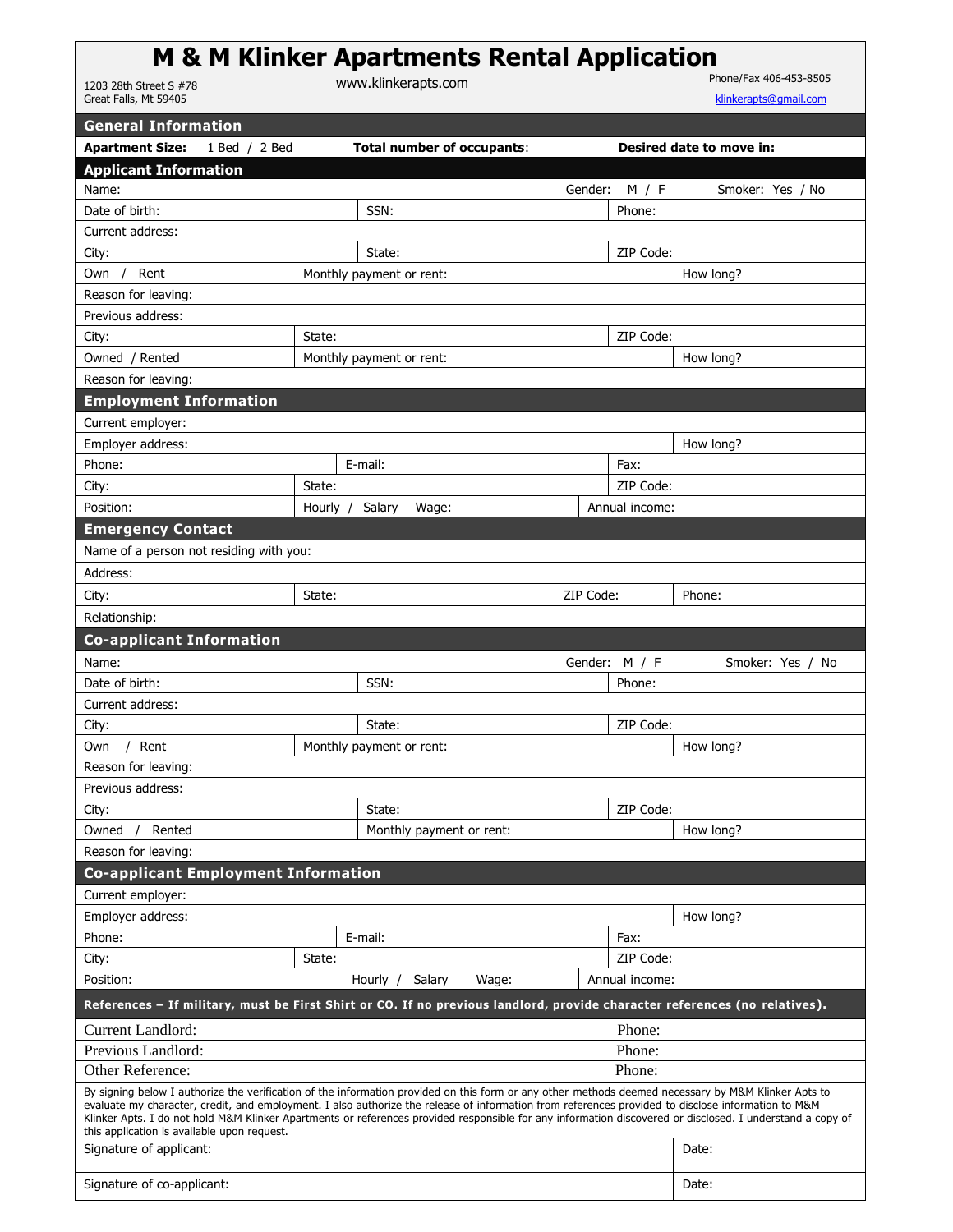# M & M Klinker Apartments Rental Application

1203 28th Street S #78
Great Falls, Mt 59405

www.klinkerapts.com

Phone/Fax 406-453-8505
klinkerapts@gmail.com

## General Information

| **Apartment Size:** 1 Bed / 2 Bed | **Total number of occupants:** | **Desired date to move in:** |
|---|---|---|

## Applicant Information

| | | | |
|---|---|---|---|
| Name: | | Gender: M / F | Smoker: Yes / No |
| Date of birth: | SSN: | Phone: | |
| Current address: | | | |
| City: | State: | ZIP Code: | |
| Own / Rent | Monthly payment or rent: | | How long? |
| Reason for leaving: | | | |
| Previous address: | | | |
| City: | State: | ZIP Code: | |
| Owned / Rented | Monthly payment or rent: | | How long? |
| Reason for leaving: | | | |

## Employment Information

| | | | |
|---|---|---|---|
| Current employer: | | | |
| Employer address: | | | How long? |
| Phone: | E-mail: | Fax: | |
| City: | State: | ZIP Code: | |
| Position: | Hourly / Salary Wage: | Annual income: | |

## Emergency Contact

| | | | |
|---|---|---|---|
| Name of a person not residing with you: | | | |
| Address: | | | |
| City: | State: | ZIP Code: | Phone: |
| Relationship: | | | |

## Co-applicant Information

| | | | |
|---|---|---|---|
| Name: | | Gender: M / F | Smoker: Yes / No |
| Date of birth: | SSN: | Phone: | |
| Current address: | | | |
| City: | State: | ZIP Code: | |
| Own / Rent | Monthly payment or rent: | | How long? |
| Reason for leaving: | | | |
| Previous address: | | | |
| City: | State: | ZIP Code: | |
| Owned / Rented | Monthly payment or rent: | | How long? |
| Reason for leaving: | | | |

## Co-applicant Employment Information

| | | | |
|---|---|---|---|
| Current employer: | | | |
| Employer address: | | | How long? |
| Phone: | E-mail: | Fax: | |
| City: | State: | ZIP Code: | |
| Position: | Hourly / Salary Wage: | Annual income: | |

## References – If military, must be First Shirt or CO. If no previous landlord, provide character references (no relatives).

| | |
|---|---|
| Current Landlord: | Phone: |
| Previous Landlord: | Phone: |
| Other Reference: | Phone: |

By signing below I authorize the verification of the information provided on this form or any other methods deemed necessary by M&M Klinker Apts to evaluate my character, credit, and employment. I also authorize the release of information from references provided to disclose information to M&M Klinker Apts. I do not hold M&M Klinker Apartments or references provided responsible for any information discovered or disclosed. I understand a copy of this application is available upon request.

| | |
|---|---|
| Signature of applicant: | Date: |
| Signature of co-applicant: | Date: |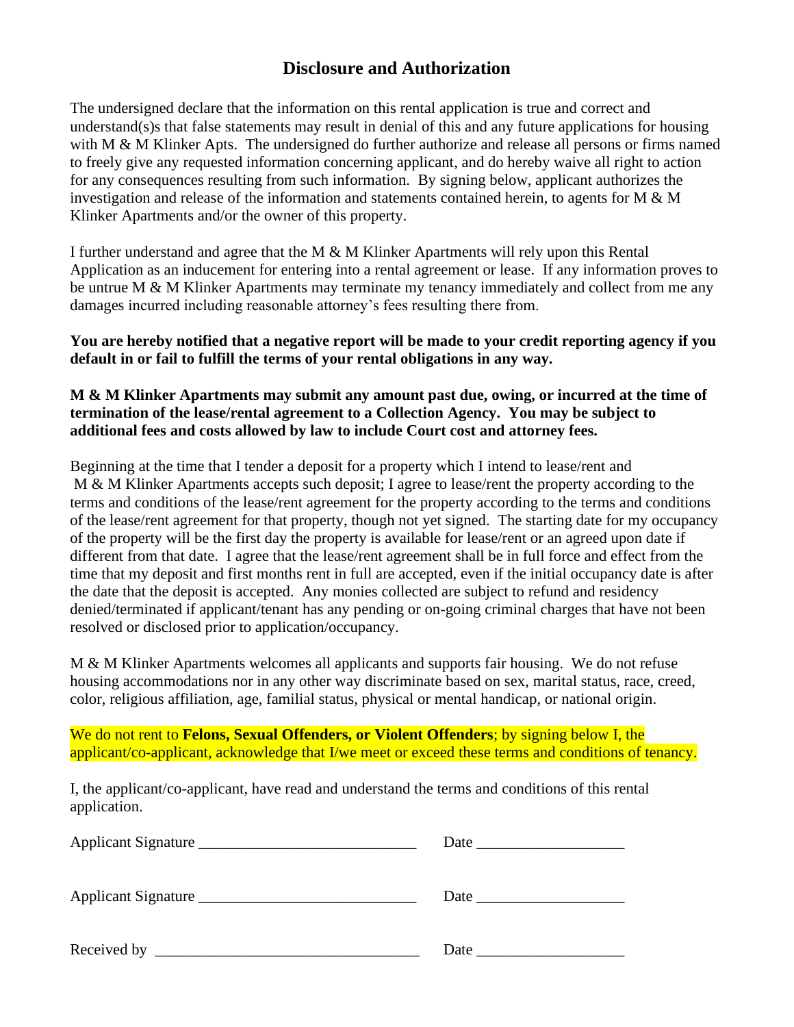## Disclosure and Authorization

The undersigned declare that the information on this rental application is true and correct and understand(s)s that false statements may result in denial of this and any future applications for housing with M & M Klinker Apts. The undersigned do further authorize and release all persons or firms named to freely give any requested information concerning applicant, and do hereby waive all right to action for any consequences resulting from such information. By signing below, applicant authorizes the investigation and release of the information and statements contained herein, to agents for M & M Klinker Apartments and/or the owner of this property.

I further understand and agree that the M & M Klinker Apartments will rely upon this Rental Application as an inducement for entering into a rental agreement or lease. If any information proves to be untrue M & M Klinker Apartments may terminate my tenancy immediately and collect from me any damages incurred including reasonable attorney's fees resulting there from.

**You are hereby notified that a negative report will be made to your credit reporting agency if you default in or fail to fulfill the terms of your rental obligations in any way.**

**M & M Klinker Apartments may submit any amount past due, owing, or incurred at the time of termination of the lease/rental agreement to a Collection Agency. You may be subject to additional fees and costs allowed by law to include Court cost and attorney fees.**

Beginning at the time that I tender a deposit for a property which I intend to lease/rent and M & M Klinker Apartments accepts such deposit; I agree to lease/rent the property according to the terms and conditions of the lease/rent agreement for the property according to the terms and conditions of the lease/rent agreement for that property, though not yet signed. The starting date for my occupancy of the property will be the first day the property is available for lease/rent or an agreed upon date if different from that date. I agree that the lease/rent agreement shall be in full force and effect from the time that my deposit and first months rent in full are accepted, even if the initial occupancy date is after the date that the deposit is accepted. Any monies collected are subject to refund and residency denied/terminated if applicant/tenant has any pending or on-going criminal charges that have not been resolved or disclosed prior to application/occupancy.

M & M Klinker Apartments welcomes all applicants and supports fair housing. We do not refuse housing accommodations nor in any other way discriminate based on sex, marital status, race, creed, color, religious affiliation, age, familial status, physical or mental handicap, or national origin.

We do not rent to **Felons, Sexual Offenders, or Violent Offenders**; by signing below I, the applicant/co-applicant, acknowledge that I/we meet or exceed these terms and conditions of tenancy.

I, the applicant/co-applicant, have read and understand the terms and conditions of this rental application.

Applicant Signature ____________________________ Date ___________________

Applicant Signature ____________________________ Date ___________________

Received by _________________________________ Date ___________________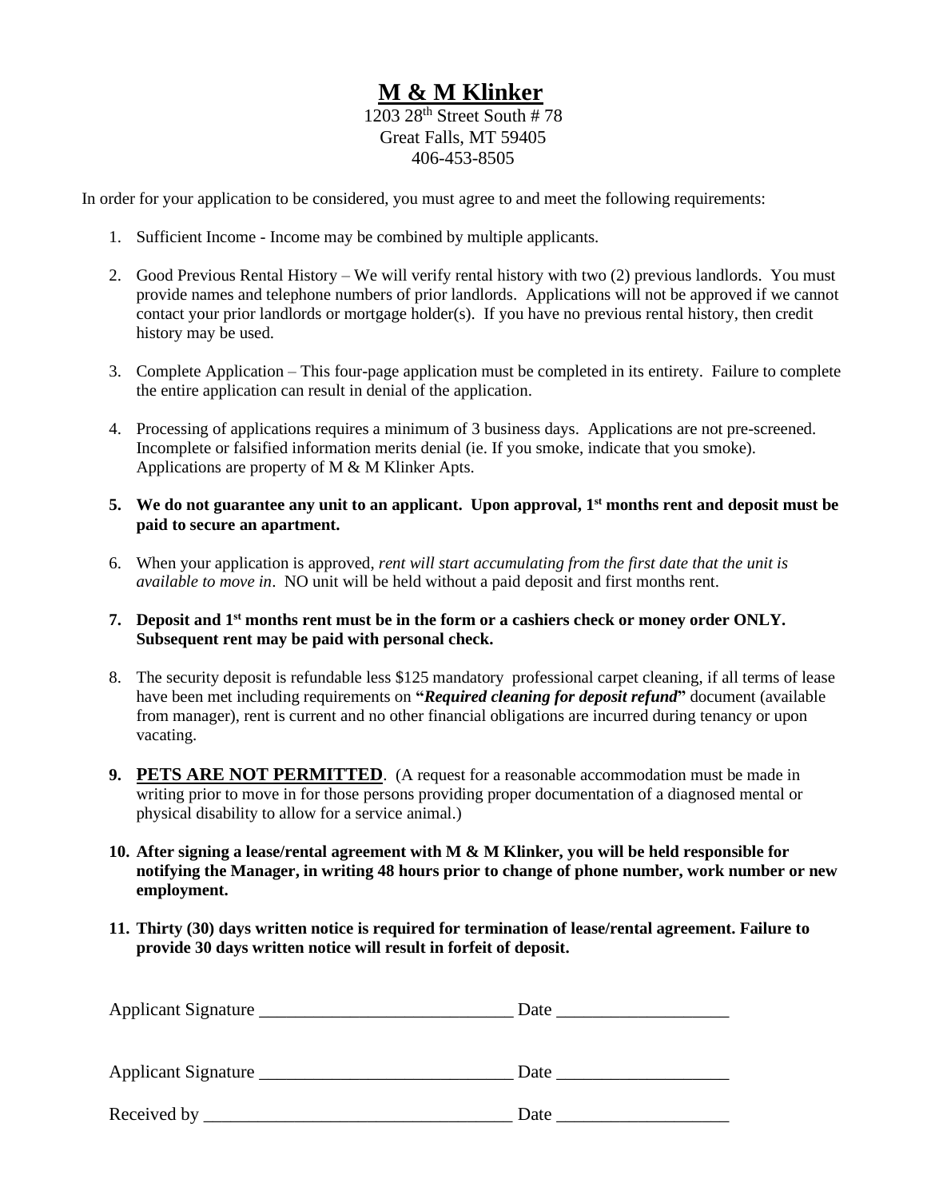# M & M Klinker

1203 28th Street South # 78
Great Falls, MT 59405
406-453-8505

In order for your application to be considered, you must agree to and meet the following requirements:

1. Sufficient Income - Income may be combined by multiple applicants.
2. Good Previous Rental History – We will verify rental history with two (2) previous landlords. You must provide names and telephone numbers of prior landlords. Applications will not be approved if we cannot contact your prior landlords or mortgage holder(s). If you have no previous rental history, then credit history may be used.
3. Complete Application – This four-page application must be completed in its entirety. Failure to complete the entire application can result in denial of the application.
4. Processing of applications requires a minimum of 3 business days. Applications are not pre-screened. Incomplete or falsified information merits denial (ie. If you smoke, indicate that you smoke). Applications are property of M & M Klinker Apts.
5. **We do not guarantee any unit to an applicant. Upon approval, 1st months rent and deposit must be paid to secure an apartment.**
6. When your application is approved, *rent will start accumulating from the first date that the unit is available to move in*. NO unit will be held without a paid deposit and first months rent.
7. **Deposit and 1st months rent must be in the form or a cashiers check or money order ONLY. Subsequent rent may be paid with personal check.**
8. The security deposit is refundable less $125 mandatory professional carpet cleaning, if all terms of lease have been met including requirements on **"*Required cleaning for deposit refund*"** document (available from manager), rent is current and no other financial obligations are incurred during tenancy or upon vacating.
9. **PETS ARE NOT PERMITTED**. (A request for a reasonable accommodation must be made in writing prior to move in for those persons providing proper documentation of a diagnosed mental or physical disability to allow for a service animal.)
10. **After signing a lease/rental agreement with M & M Klinker, you will be held responsible for notifying the Manager, in writing 48 hours prior to change of phone number, work number or new employment.**
11. **Thirty (30) days written notice is required for termination of lease/rental agreement. Failure to provide 30 days written notice will result in forfeit of deposit.**

Applicant Signature ____________________________ Date ___________________

Applicant Signature ____________________________ Date ___________________

Received by __________________________________ Date ___________________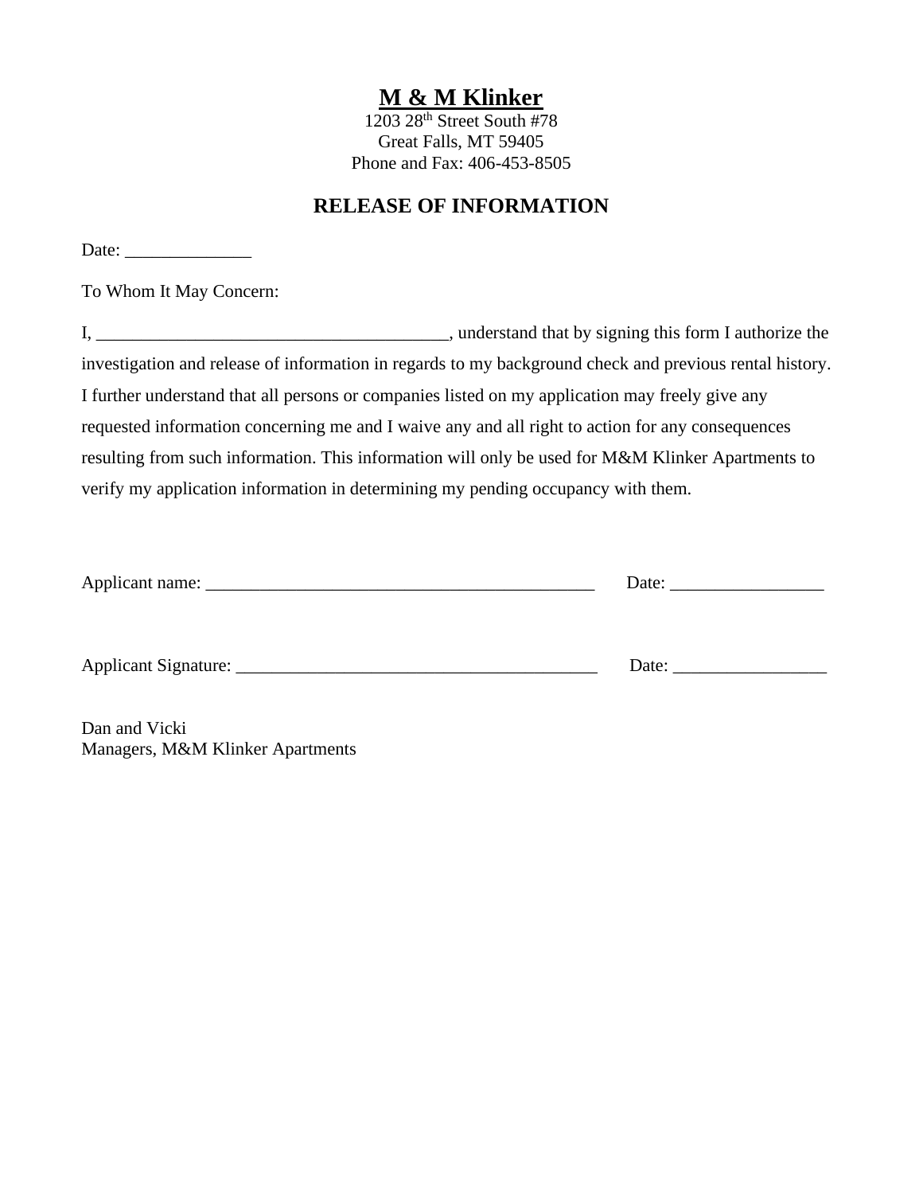# M & M Klinker

1203 28th Street South #78
Great Falls, MT 59405
Phone and Fax: 406-453-8505

## RELEASE OF INFORMATION

Date: ______________

To Whom It May Concern:

I, _______________________________________, understand that by signing this form I authorize the investigation and release of information in regards to my background check and previous rental history. I further understand that all persons or companies listed on my application may freely give any requested information concerning me and I waive any and all right to action for any consequences resulting from such information. This information will only be used for M&M Klinker Apartments to verify my application information in determining my pending occupancy with them.

Applicant name: ____________________________________________ Date: _________________

Applicant Signature: ________________________________________ Date: _________________

Dan and Vicki
Managers, M&M Klinker Apartments